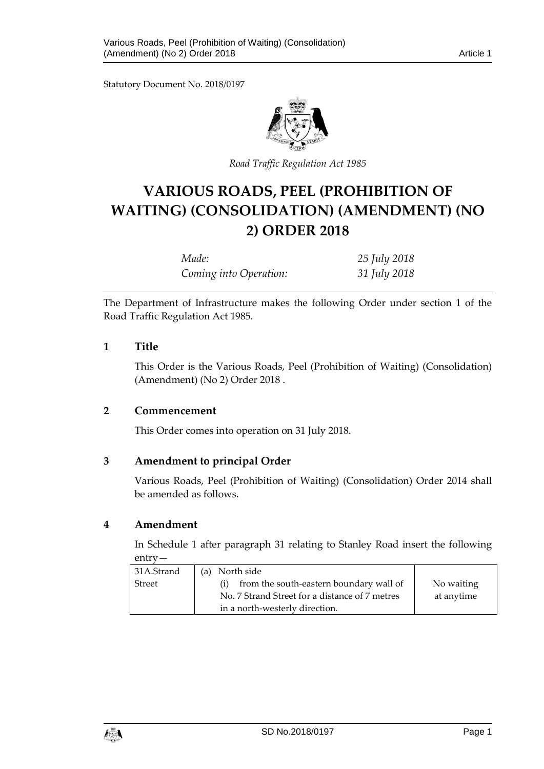Statutory Document No. 2018/0197

*Road Traffic Regulation Act 1985*

# VARIOUS ROADS, PEEL (PROHIBITION OF WAITING) (CONSOLIDATION) (AMENDMENT) (NO 2) ORDER 2018

| | |
|---|---|
| *Made:* | *25 July 2018* |
| *Coming into Operation:* | *31 July 2018* |

The Department of Infrastructure makes the following Order under section 1 of the Road Traffic Regulation Act 1985.

## 1 Title

This Order is the Various Roads, Peel (Prohibition of Waiting) (Consolidation) (Amendment) (No 2) Order 2018 .

## 2 Commencement

This Order comes into operation on 31 July 2018.

## 3 Amendment to principal Order

Various Roads, Peel (Prohibition of Waiting) (Consolidation) Order 2014 shall be amended as follows.

## 4 Amendment

In Schedule 1 after paragraph 31 relating to Stanley Road insert the following entry—

| | | |
|---|---|---|
| 31A.Strand Street | (a) North side<br>(i) from the south-eastern boundary wall of No. 7 Strand Street for a distance of 7 metres in a north-westerly direction. | No waiting at anytime |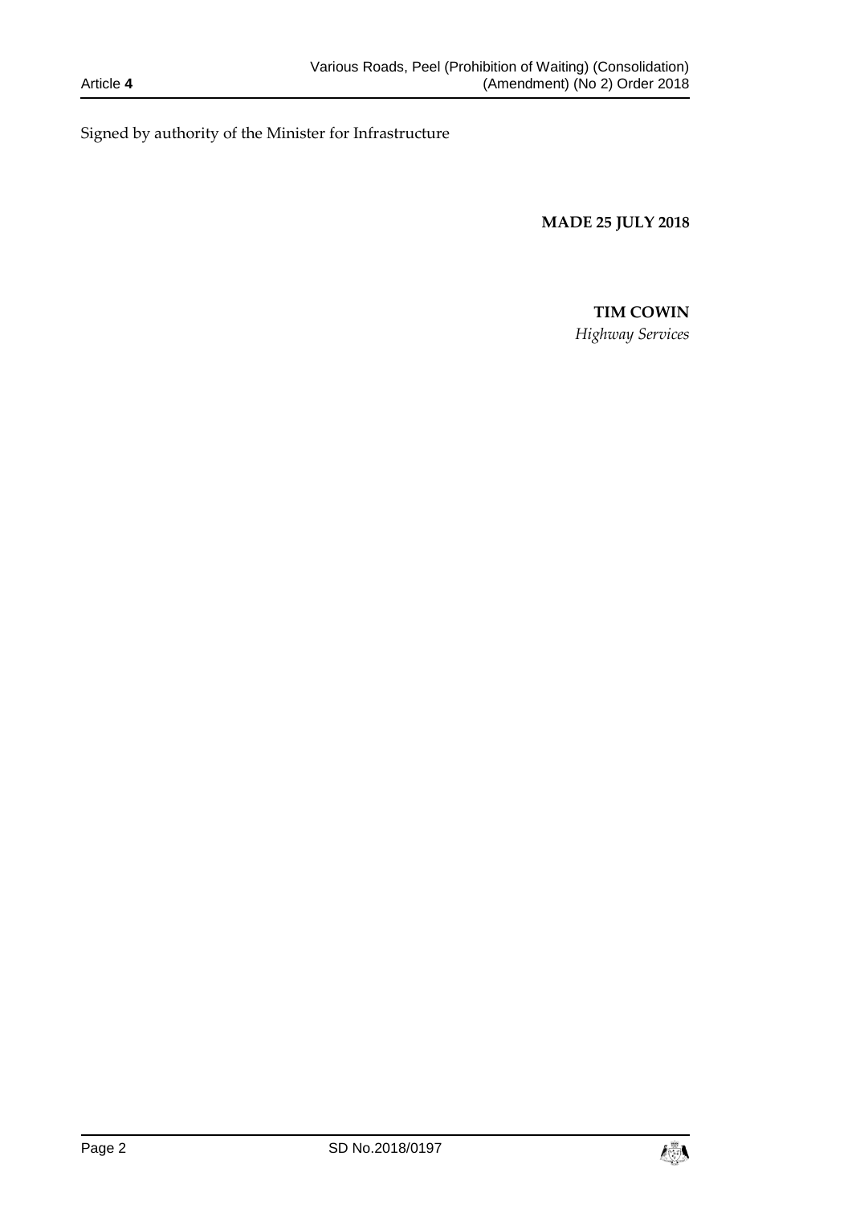Signed by authority of the Minister for Infrastructure

**MADE 25 JULY 2018**

**TIM COWIN**
*Highway Services*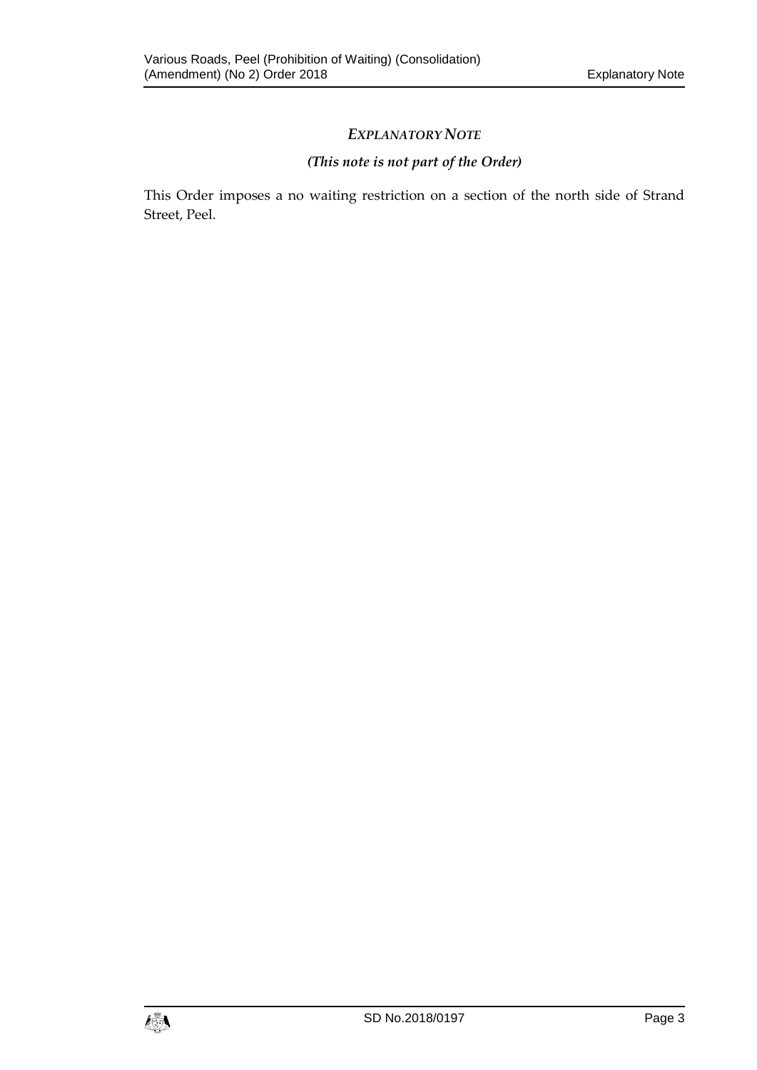## *EXPLANATORY NOTE*

***(This note is not part of the Order)***

This Order imposes a no waiting restriction on a section of the north side of Strand Street, Peel.